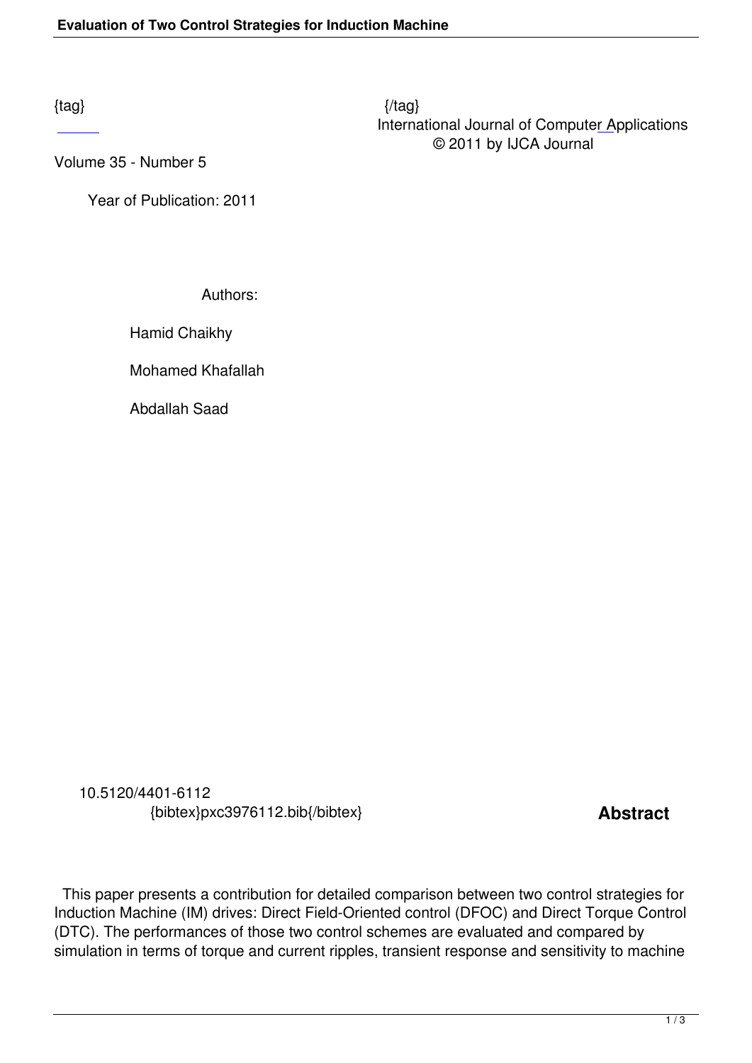{tag} {/tag}

International Journal of Computer Applications
© 2011 by IJCA Journal

Volume 35 - Number 5

Year of Publication: 2011

Authors:

Hamid Chaikhy

Mohamed Khafallah

Abdallah Saad

10.5120/4401-6112
{bibtex}pxc3976112.bib{/bibtex}

## Abstract

This paper presents a contribution for detailed comparison between two control strategies for Induction Machine (IM) drives: Direct Field-Oriented control (DFOC) and Direct Torque Control (DTC). The performances of those two control schemes are evaluated and compared by simulation in terms of torque and current ripples, transient response and sensitivity to machine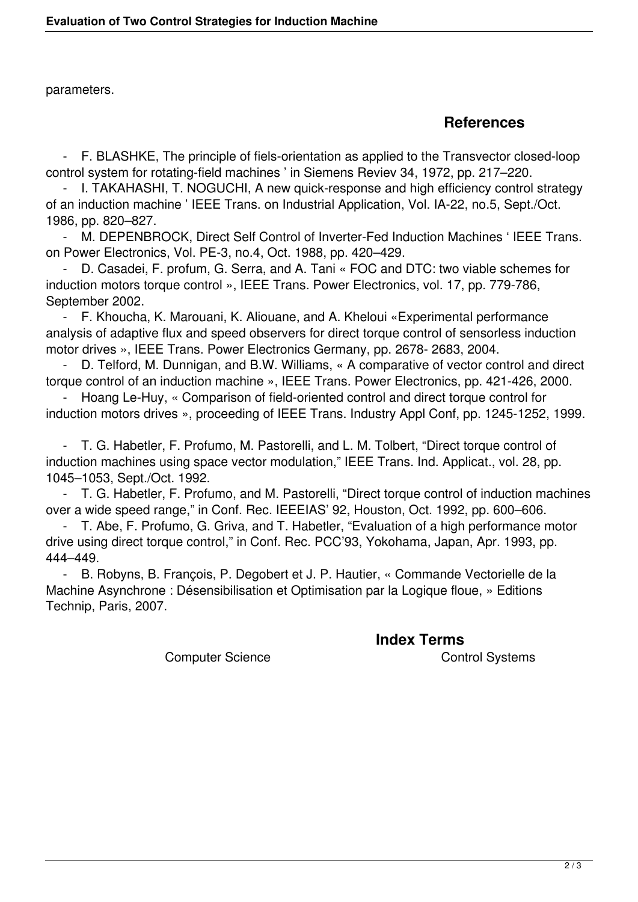parameters.

## References

- F. BLASHKE, The principle of fiels-orientation as applied to the Transvector closed-loop control system for rotating-field machines ' in Siemens Reviev 34, 1972, pp. 217–220.
- I. TAKAHASHI, T. NOGUCHI, A new quick-response and high efficiency control strategy of an induction machine ' IEEE Trans. on Industrial Application, Vol. IA-22, no.5, Sept./Oct. 1986, pp. 820–827.
- M. DEPENBROCK, Direct Self Control of Inverter-Fed Induction Machines ' IEEE Trans. on Power Electronics, Vol. PE-3, no.4, Oct. 1988, pp. 420–429.
- D. Casadei, F. profum, G. Serra, and A. Tani « FOC and DTC: two viable schemes for induction motors torque control », IEEE Trans. Power Electronics, vol. 17, pp. 779-786, September 2002.
- F. Khoucha, K. Marouani, K. Aliouane, and A. Kheloui «Experimental performance analysis of adaptive flux and speed observers for direct torque control of sensorless induction motor drives », IEEE Trans. Power Electronics Germany, pp. 2678- 2683, 2004.
- D. Telford, M. Dunnigan, and B.W. Williams, « A comparative of vector control and direct torque control of an induction machine », IEEE Trans. Power Electronics, pp. 421-426, 2000.
- Hoang Le-Huy, « Comparison of field-oriented control and direct torque control for induction motors drives », proceeding of IEEE Trans. Industry Appl Conf, pp. 1245-1252, 1999.
- T. G. Habetler, F. Profumo, M. Pastorelli, and L. M. Tolbert, "Direct torque control of induction machines using space vector modulation," IEEE Trans. Ind. Applicat., vol. 28, pp. 1045–1053, Sept./Oct. 1992.
- T. G. Habetler, F. Profumo, and M. Pastorelli, "Direct torque control of induction machines over a wide speed range," in Conf. Rec. IEEEIAS' 92, Houston, Oct. 1992, pp. 600–606.
- T. Abe, F. Profumo, G. Griva, and T. Habetler, "Evaluation of a high performance motor drive using direct torque control," in Conf. Rec. PCC'93, Yokohama, Japan, Apr. 1993, pp. 444–449.
- B. Robyns, B. François, P. Degobert et J. P. Hautier, « Commande Vectorielle de la Machine Asynchrone : Désensibilisation et Optimisation par la Logique floue, » Editions Technip, Paris, 2007.

## Index Terms

Computer Science

Control Systems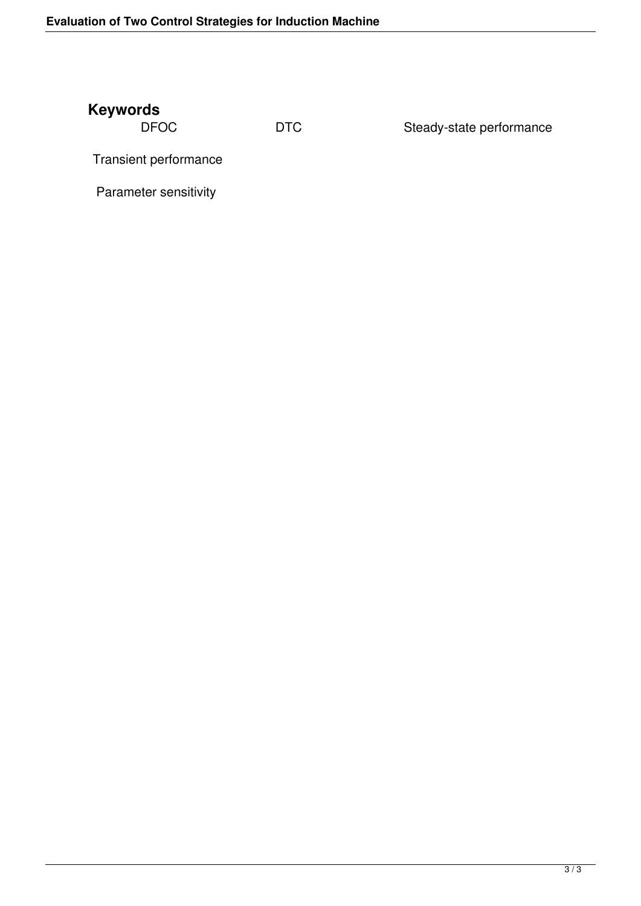## Keywords

DFOC

DTC

Steady-state performance

Transient performance

Parameter sensitivity